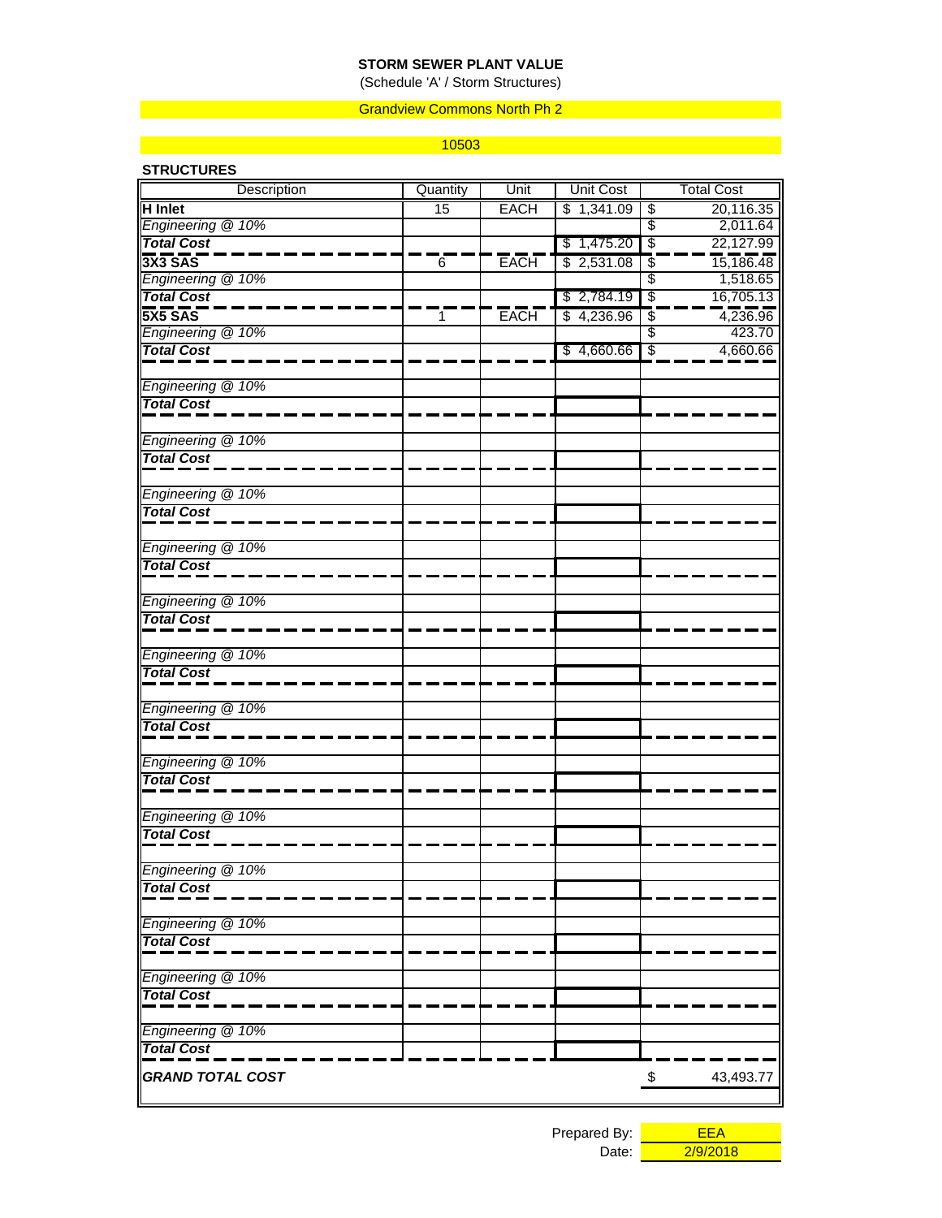**STORM SEWER PLANT VALUE**

(Schedule 'A' / Storm Structures)

Grandview Commons North Ph 2

10503

**STRUCTURES**

| Description | Quantity | Unit | Unit Cost | Total Cost |
|---|---|---|---|---|
| **H Inlet** | 15 | EACH | $ 1,341.09 | $ 20,116.35 |
| *Engineering @ 10%* | | | | $ 2,011.64 |
| ***Total Cost*** | | | $ 1,475.20 | $ 22,127.99 |
| **3X3 SAS** | 6 | EACH | $ 2,531.08 | $ 15,186.48 |
| *Engineering @ 10%* | | | | $ 1,518.65 |
| ***Total Cost*** | | | $ 2,784.19 | $ 16,705.13 |
| **5X5 SAS** | 1 | EACH | $ 4,236.96 | $ 4,236.96 |
| *Engineering @ 10%* | | | | $ 423.70 |
| ***Total Cost*** | | | $ 4,660.66 | $ 4,660.66 |
| | | | | |
| *Engineering @ 10%* | | | | |
| ***Total Cost*** | | | | |
| | | | | |
| *Engineering @ 10%* | | | | |
| ***Total Cost*** | | | | |
| | | | | |
| *Engineering @ 10%* | | | | |
| ***Total Cost*** | | | | |
| | | | | |
| *Engineering @ 10%* | | | | |
| ***Total Cost*** | | | | |
| | | | | |
| *Engineering @ 10%* | | | | |
| ***Total Cost*** | | | | |
| | | | | |
| *Engineering @ 10%* | | | | |
| ***Total Cost*** | | | | |
| | | | | |
| *Engineering @ 10%* | | | | |
| ***Total Cost*** | | | | |
| | | | | |
| *Engineering @ 10%* | | | | |
| ***Total Cost*** | | | | |
| | | | | |
| *Engineering @ 10%* | | | | |
| ***Total Cost*** | | | | |
| | | | | |
| *Engineering @ 10%* | | | | |
| ***Total Cost*** | | | | |
| | | | | |
| *Engineering @ 10%* | | | | |
| ***Total Cost*** | | | | |
| | | | | |
| *Engineering @ 10%* | | | | |
| ***Total Cost*** | | | | |
| | | | | |
| *Engineering @ 10%* | | | | |
| ***Total Cost*** | | | | |
| ***GRAND TOTAL COST*** | | | | $ 43,493.77 |

Prepared By: EEA

Date: 2/9/2018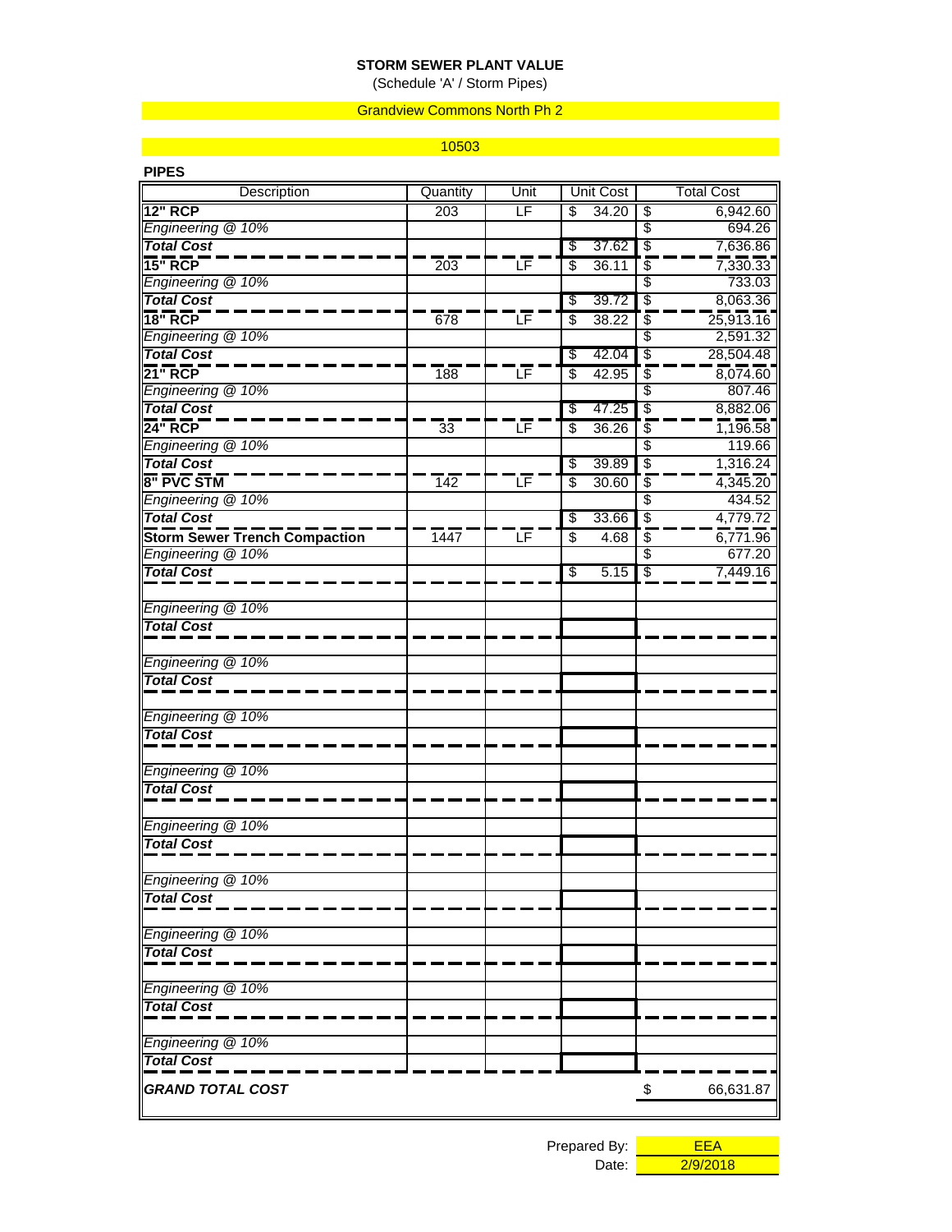**STORM SEWER PLANT VALUE**

(Schedule 'A' / Storm Pipes)

Grandview Commons North Ph 2

10503

**PIPES**

| Description | Quantity | Unit | Unit Cost | Total Cost |
|---|---|---|---|---|
| **12" RCP** | 203 | LF | $ 34.20 | $ 6,942.60 |
| *Engineering @ 10%* | | | | $ 694.26 |
| ***Total Cost*** | | | $ 37.62 | $ 7,636.86 |
| **15" RCP** | 203 | LF | $ 36.11 | $ 7,330.33 |
| *Engineering @ 10%* | | | | $ 733.03 |
| ***Total Cost*** | | | $ 39.72 | $ 8,063.36 |
| **18" RCP** | 678 | LF | $ 38.22 | $ 25,913.16 |
| *Engineering @ 10%* | | | | $ 2,591.32 |
| ***Total Cost*** | | | $ 42.04 | $ 28,504.48 |
| **21" RCP** | 188 | LF | $ 42.95 | $ 8,074.60 |
| *Engineering @ 10%* | | | | $ 807.46 |
| ***Total Cost*** | | | $ 47.25 | $ 8,882.06 |
| **24" RCP** | 33 | LF | $ 36.26 | $ 1,196.58 |
| *Engineering @ 10%* | | | | $ 119.66 |
| ***Total Cost*** | | | $ 39.89 | $ 1,316.24 |
| **8" PVC STM** | 142 | LF | $ 30.60 | $ 4,345.20 |
| *Engineering @ 10%* | | | | $ 434.52 |
| ***Total Cost*** | | | $ 33.66 | $ 4,779.72 |
| **Storm Sewer Trench Compaction** | 1447 | LF | $ 4.68 | $ 6,771.96 |
| *Engineering @ 10%* | | | | $ 677.20 |
| ***Total Cost*** | | | $ 5.15 | $ 7,449.16 |
| | | | | |
| *Engineering @ 10%* | | | | |
| ***Total Cost*** | | | | |
| | | | | |
| *Engineering @ 10%* | | | | |
| ***Total Cost*** | | | | |
| | | | | |
| *Engineering @ 10%* | | | | |
| ***Total Cost*** | | | | |
| | | | | |
| *Engineering @ 10%* | | | | |
| ***Total Cost*** | | | | |
| | | | | |
| *Engineering @ 10%* | | | | |
| ***Total Cost*** | | | | |
| | | | | |
| *Engineering @ 10%* | | | | |
| ***Total Cost*** | | | | |
| | | | | |
| *Engineering @ 10%* | | | | |
| ***Total Cost*** | | | | |
| | | | | |
| *Engineering @ 10%* | | | | |
| ***Total Cost*** | | | | |
| | | | | |
| *Engineering @ 10%* | | | | |
| ***Total Cost*** | | | | |
| ***GRAND TOTAL COST*** | | | | $ 66,631.87 |

Prepared By: EEA

Date: 2/9/2018